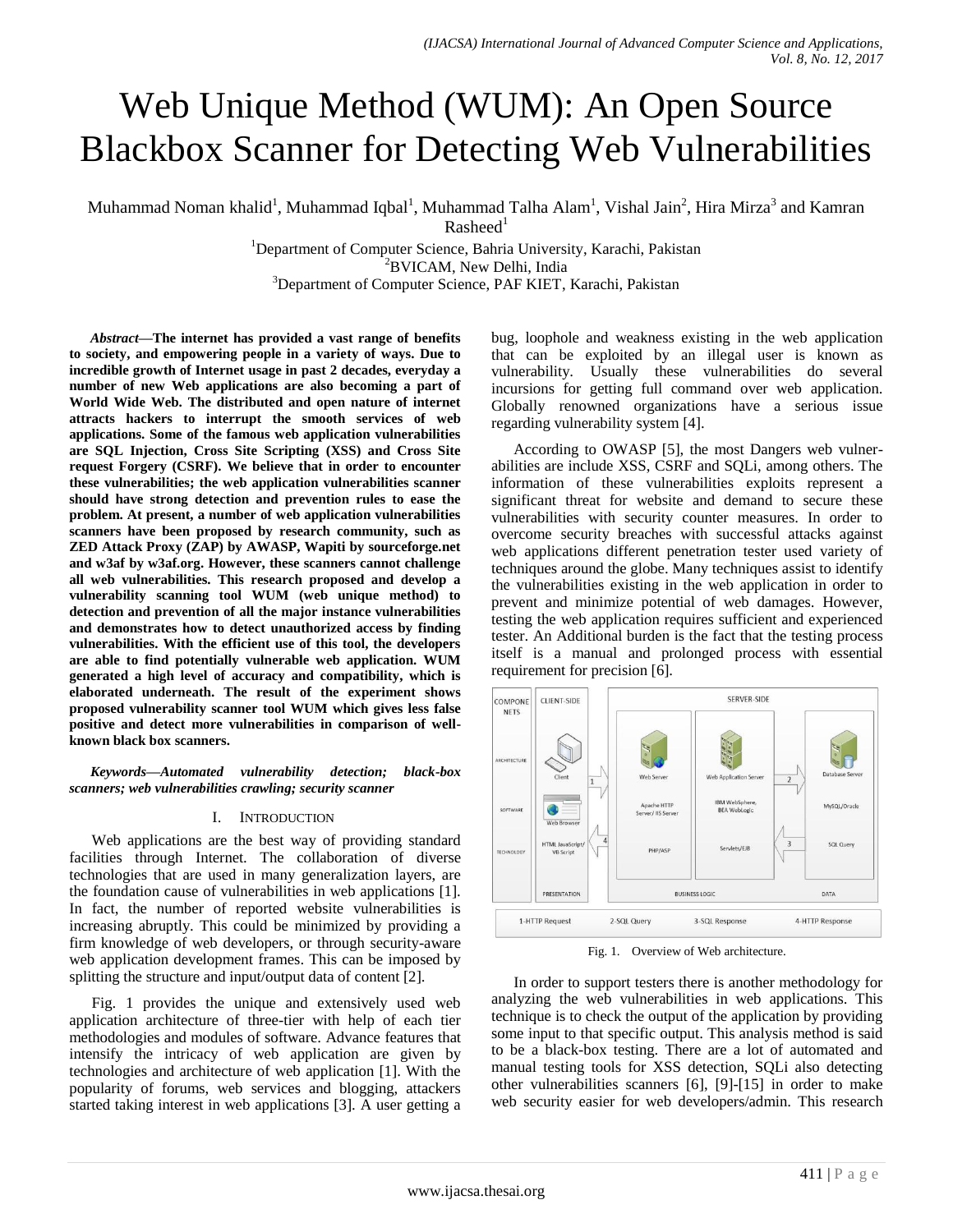# Web Unique Method (WUM): An Open Source Blackbox Scanner for Detecting Web Vulnerabilities

Muhammad Noman khalid[1], Muhammad Iqbal[1], Muhammad Talha Alam[1], Vishal Jain[2], Hira Mirza[3] and Kamran Rasheed[1]

[1]Department of Computer Science, Bahria University, Karachi, Pakistan
[2]BVICAM, New Delhi, India
[3]Department of Computer Science, PAF KIET, Karachi, Pakistan

***Abstract*—The internet has provided a vast range of benefits to society, and empowering people in a variety of ways. Due to incredible growth of Internet usage in past 2 decades, everyday a number of new Web applications are also becoming a part of World Wide Web. The distributed and open nature of internet attracts hackers to interrupt the smooth services of web applications. Some of the famous web application vulnerabilities are SQL Injection, Cross Site Scripting (XSS) and Cross Site request Forgery (CSRF). We believe that in order to encounter these vulnerabilities; the web application vulnerabilities scanner should have strong detection and prevention rules to ease the problem. At present, a number of web application vulnerabilities scanners have been proposed by research community, such as ZED Attack Proxy (ZAP) by AWASP, Wapiti by sourceforge.net and w3af by w3af.org. However, these scanners cannot challenge all web vulnerabilities. This research proposed and develop a vulnerability scanning tool WUM (web unique method) to detection and prevention of all the major instance vulnerabilities and demonstrates how to detect unauthorized access by finding vulnerabilities. With the efficient use of this tool, the developers are able to find potentially vulnerable web application. WUM generated a high level of accuracy and compatibility, which is elaborated underneath. The result of the experiment shows proposed vulnerability scanner tool WUM which gives less false positive and detect more vulnerabilities in comparison of well-known black box scanners.**

***Keywords*—Automated vulnerability detection; black-box scanners; web vulnerabilities crawling; security scanner**

## I. Introduction

Web applications are the best way of providing standard facilities through Internet. The collaboration of diverse technologies that are used in many generalization layers, are the foundation cause of vulnerabilities in web applications [1]. In fact, the number of reported website vulnerabilities is increasing abruptly. This could be minimized by providing a firm knowledge of web developers, or through security-aware web application development frames. This can be imposed by splitting the structure and input/output data of content [2].

Fig. 1 provides the unique and extensively used web application architecture of three-tier with help of each tier methodologies and modules of software. Advance features that intensify the intricacy of web application are given by technologies and architecture of web application [1]. With the popularity of forums, web services and blogging, attackers started taking interest in web applications [3]. A user getting a bug, loophole and weakness existing in the web application that can be exploited by an illegal user is known as vulnerability. Usually these vulnerabilities do several incursions for getting full command over web application. Globally renowned organizations have a serious issue regarding vulnerability system [4].

According to OWASP [5], the most Dangers web vulnerabilities are include XSS, CSRF and SQLi, among others. The information of these vulnerabilities exploits represent a significant threat for website and demand to secure these vulnerabilities with security counter measures. In order to overcome security breaches with successful attacks against web applications different penetration tester used variety of techniques around the globe. Many techniques assist to identify the vulnerabilities existing in the web application in order to prevent and minimize potential of web damages. However, testing the web application requires sufficient and experienced tester. An Additional burden is the fact that the testing process itself is a manual and prolonged process with essential requirement for precision [6].

Fig. 1. Overview of Web architecture.

In order to support testers there is another methodology for analyzing the web vulnerabilities in web applications. This technique is to check the output of the application by providing some input to that specific output. This analysis method is said to be a black-box testing. There are a lot of automated and manual testing tools for XSS detection, SQLi also detecting other vulnerabilities scanners [6], [9]-[15] in order to make web security easier for web developers/admin. This research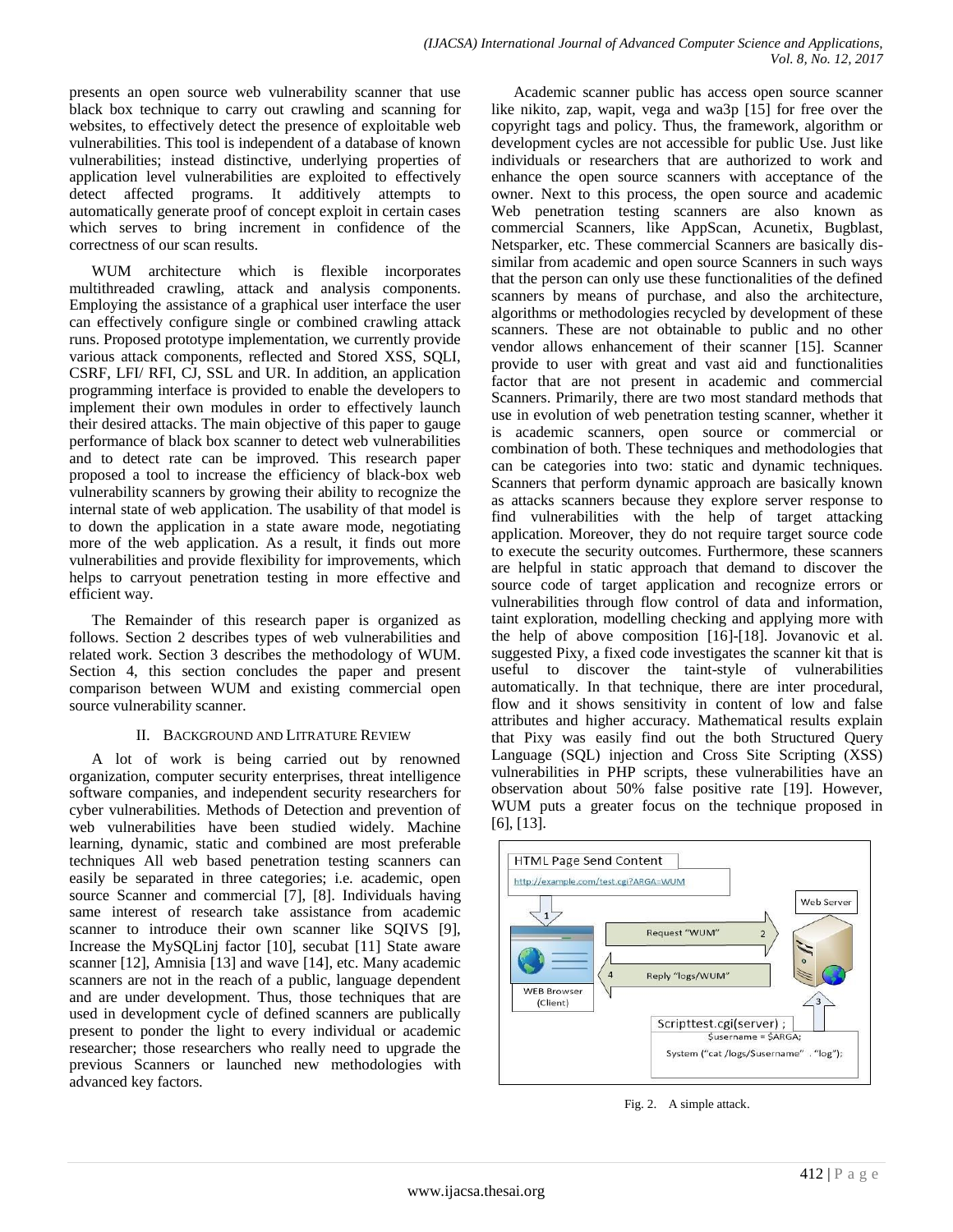presents an open source web vulnerability scanner that use black box technique to carry out crawling and scanning for websites, to effectively detect the presence of exploitable web vulnerabilities. This tool is independent of a database of known vulnerabilities; instead distinctive, underlying properties of application level vulnerabilities are exploited to effectively detect affected programs. It additively attempts to automatically generate proof of concept exploit in certain cases which serves to bring increment in confidence of the correctness of our scan results.

WUM architecture which is flexible incorporates multithreaded crawling, attack and analysis components. Employing the assistance of a graphical user interface the user can effectively configure single or combined crawling attack runs. Proposed prototype implementation, we currently provide various attack components, reflected and Stored XSS, SQLI, CSRF, LFI/ RFI, CJ, SSL and UR. In addition, an application programming interface is provided to enable the developers to implement their own modules in order to effectively launch their desired attacks. The main objective of this paper to gauge performance of black box scanner to detect web vulnerabilities and to detect rate can be improved. This research paper proposed a tool to increase the efficiency of black-box web vulnerability scanners by growing their ability to recognize the internal state of web application. The usability of that model is to down the application in a state aware mode, negotiating more of the web application. As a result, it finds out more vulnerabilities and provide flexibility for improvements, which helps to carryout penetration testing in more effective and efficient way.

The Remainder of this research paper is organized as follows. Section 2 describes types of web vulnerabilities and related work. Section 3 describes the methodology of WUM. Section 4, this section concludes the paper and present comparison between WUM and existing commercial open source vulnerability scanner.

## II. Background and Litrature Review

A lot of work is being carried out by renowned organization, computer security enterprises, threat intelligence software companies, and independent security researchers for cyber vulnerabilities. Methods of Detection and prevention of web vulnerabilities have been studied widely. Machine learning, dynamic, static and combined are most preferable techniques All web based penetration testing scanners can easily be separated in three categories; i.e. academic, open source Scanner and commercial [7], [8]. Individuals having same interest of research take assistance from academic scanner to introduce their own scanner like SQIVS [9], Increase the MySQLinj factor [10], secubat [11] State aware scanner [12], Amnisia [13] and wave [14], etc. Many academic scanners are not in the reach of a public, language dependent and are under development. Thus, those techniques that are used in development cycle of defined scanners are publically present to ponder the light to every individual or academic researcher; those researchers who really need to upgrade the previous Scanners or launched new methodologies with advanced key factors.

Academic scanner public has access open source scanner like nikito, zap, wapit, vega and wa3p [15] for free over the copyright tags and policy. Thus, the framework, algorithm or development cycles are not accessible for public Use. Just like individuals or researchers that are authorized to work and enhance the open source scanners with acceptance of the owner. Next to this process, the open source and academic Web penetration testing scanners are also known as commercial Scanners, like AppScan, Acunetix, Bugblast, Netsparker, etc. These commercial Scanners are basically dis-similar from academic and open source Scanners in such ways that the person can only use these functionalities of the defined scanners by means of purchase, and also the architecture, algorithms or methodologies recycled by development of these scanners. These are not obtainable to public and no other vendor allows enhancement of their scanner [15]. Scanner provide to user with great and vast aid and functionalities factor that are not present in academic and commercial Scanners. Primarily, there are two most standard methods that use in evolution of web penetration testing scanner, whether it is academic scanners, open source or commercial or combination of both. These techniques and methodologies that can be categories into two: static and dynamic techniques. Scanners that perform dynamic approach are basically known as attacks scanners because they explore server response to find vulnerabilities with the help of target attacking application. Moreover, they do not require target source code to execute the security outcomes. Furthermore, these scanners are helpful in static approach that demand to discover the source code of target application and recognize errors or vulnerabilities through flow control of data and information, taint exploration, modelling checking and applying more with the help of above composition [16]-[18]. Jovanovic et al. suggested Pixy, a fixed code investigates the scanner kit that is useful to discover the taint-style of vulnerabilities automatically. In that technique, there are inter procedural, flow and it shows sensitivity in content of low and false attributes and higher accuracy. Mathematical results explain that Pixy was easily find out the both Structured Query Language (SQL) injection and Cross Site Scripting (XSS) vulnerabilities in PHP scripts, these vulnerabilities have an observation about 50% false positive rate [19]. However, WUM puts a greater focus on the technique proposed in [6], [13].

Fig. 2. A simple attack.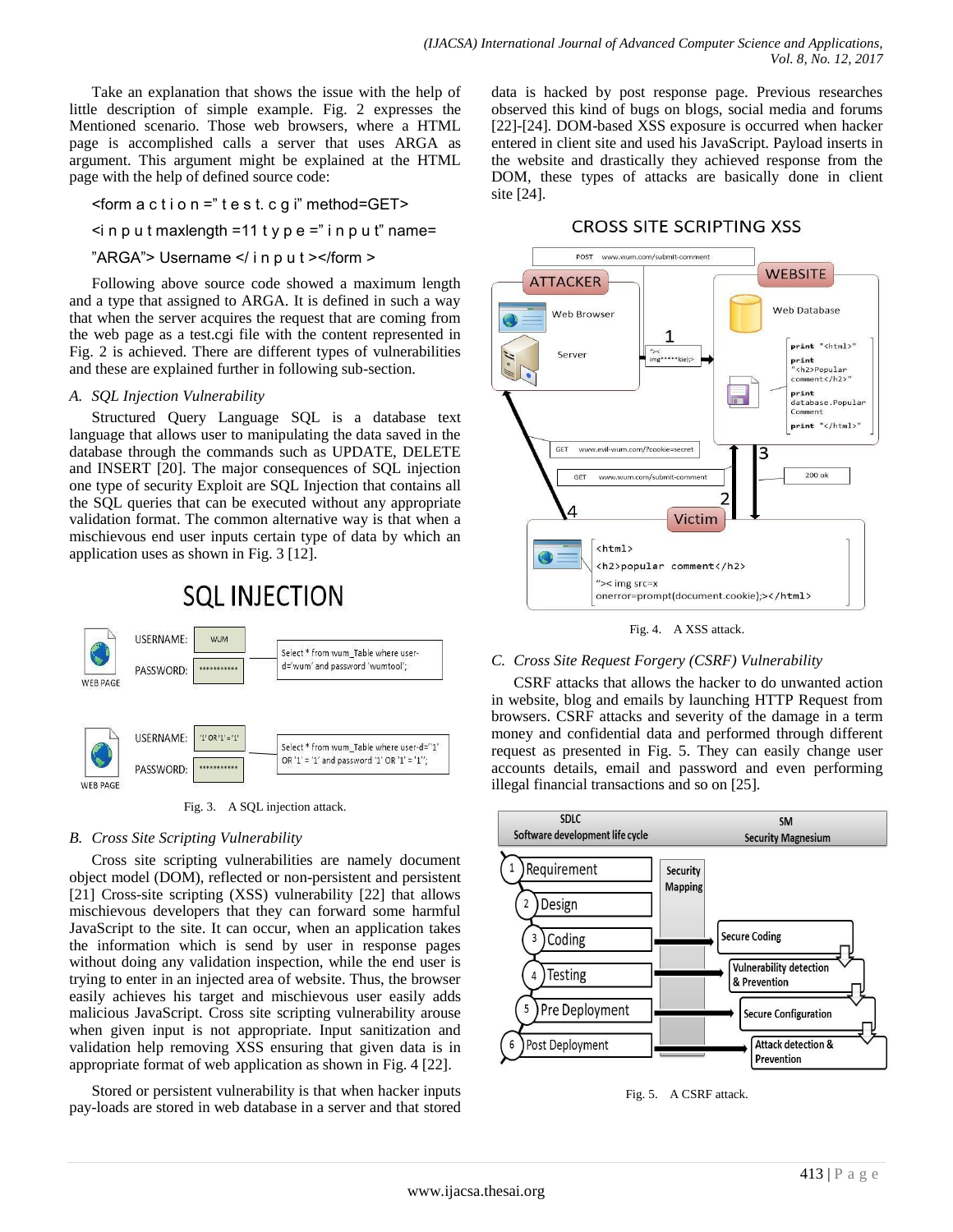Take an explanation that shows the issue with the help of little description of simple example. Fig. 2 expresses the Mentioned scenario. Those web browsers, where a HTML page is accomplished calls a server that uses ARGA as argument. This argument might be explained at the HTML page with the help of defined source code:

```
<form a c t i o n =" t e s t. c g i" method=GET>
<i n p u t maxlength =11 t y p e =" i n p u t" name=
"ARGA"> Username </ i n p u t ></form >
```

Following above source code showed a maximum length and a type that assigned to ARGA. It is defined in such a way that when the server acquires the request that are coming from the web page as a test.cgi file with the content represented in Fig. 2 is achieved. There are different types of vulnerabilities and these are explained further in following sub-section.

### *A. SQL Injection Vulnerability*

Structured Query Language SQL is a database text language that allows user to manipulating the data saved in the database through the commands such as UPDATE, DELETE and INSERT [20]. The major consequences of SQL injection one type of security Exploit are SQL Injection that contains all the SQL queries that can be executed without any appropriate validation format. The common alternative way is that when a mischievous end user inputs certain type of data by which an application uses as shown in Fig. 3 [12].

Fig. 3. A SQL injection attack.

### *B. Cross Site Scripting Vulnerability*

Cross site scripting vulnerabilities are namely document object model (DOM), reflected or non-persistent and persistent [21] Cross-site scripting (XSS) vulnerability [22] that allows mischievous developers that they can forward some harmful JavaScript to the site. It can occur, when an application takes the information which is send by user in response pages without doing any validation inspection, while the end user is trying to enter in an injected area of website. Thus, the browser easily achieves his target and mischievous user easily adds malicious JavaScript. Cross site scripting vulnerability arouse when given input is not appropriate. Input sanitization and validation help removing XSS ensuring that given data is in appropriate format of web application as shown in Fig. 4 [22].

Stored or persistent vulnerability is that when hacker inputs pay-loads are stored in web database in a server and that stored data is hacked by post response page. Previous researches observed this kind of bugs on blogs, social media and forums [22]-[24]. DOM-based XSS exposure is occurred when hacker entered in client site and used his JavaScript. Payload inserts in the website and drastically they achieved response from the DOM, these types of attacks are basically done in client site [24].

Fig. 4. A XSS attack.

### *C. Cross Site Request Forgery (CSRF) Vulnerability*

CSRF attacks that allows the hacker to do unwanted action in website, blog and emails by launching HTTP Request from browsers. CSRF attacks and severity of the damage in a term money and confidential data and performed through different request as presented in Fig. 5. They can easily change user accounts details, email and password and even performing illegal financial transactions and so on [25].

Fig. 5. A CSRF attack.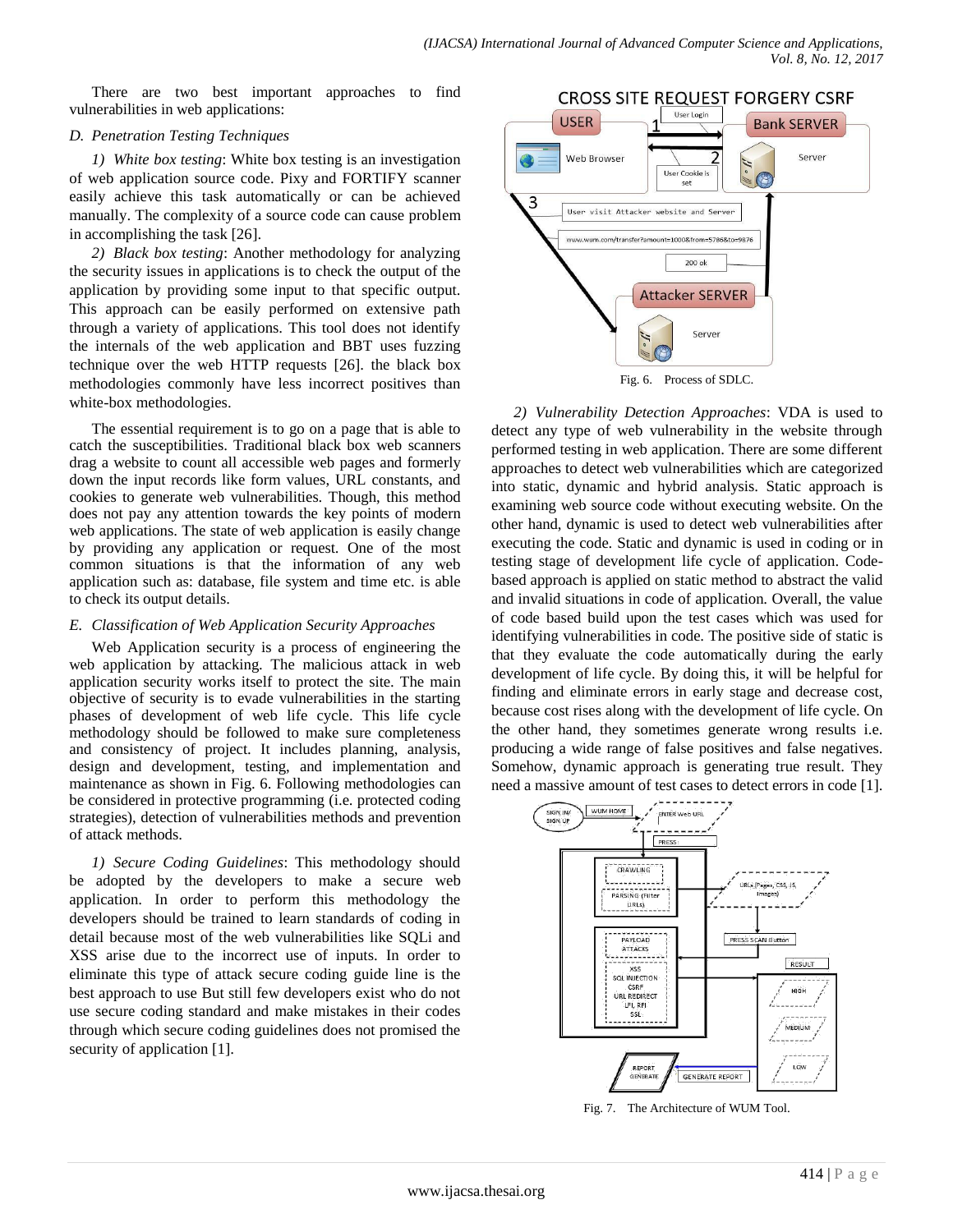There are two best important approaches to find vulnerabilities in web applications:

### D. Penetration Testing Techniques

*1) White box testing*: White box testing is an investigation of web application source code. Pixy and FORTIFY scanner easily achieve this task automatically or can be achieved manually. The complexity of a source code can cause problem in accomplishing the task [26].

*2) Black box testing*: Another methodology for analyzing the security issues in applications is to check the output of the application by providing some input to that specific output. This approach can be easily performed on extensive path through a variety of applications. This tool does not identify the internals of the web application and BBT uses fuzzing technique over the web HTTP requests [26]. the black box methodologies commonly have less incorrect positives than white-box methodologies.

The essential requirement is to go on a page that is able to catch the susceptibilities. Traditional black box web scanners drag a website to count all accessible web pages and formerly down the input records like form values, URL constants, and cookies to generate web vulnerabilities. Though, this method does not pay any attention towards the key points of modern web applications. The state of web application is easily change by providing any application or request. One of the most common situations is that the information of any web application such as: database, file system and time etc. is able to check its output details.

### E. Classification of Web Application Security Approaches

Web Application security is a process of engineering the web application by attacking. The malicious attack in web application security works itself to protect the site. The main objective of security is to evade vulnerabilities in the starting phases of development of web life cycle. This life cycle methodology should be followed to make sure completeness and consistency of project. It includes planning, analysis, design and development, testing, and implementation and maintenance as shown in Fig. 6. Following methodologies can be considered in protective programming (i.e. protected coding strategies), detection of vulnerabilities methods and prevention of attack methods.

*1) Secure Coding Guidelines*: This methodology should be adopted by the developers to make a secure web application. In order to perform this methodology the developers should be trained to learn standards of coding in detail because most of the web vulnerabilities like SQLi and XSS arise due to the incorrect use of inputs. In order to eliminate this type of attack secure coding guide line is the best approach to use But still few developers exist who do not use secure coding standard and make mistakes in their codes through which secure coding guidelines does not promised the security of application [1].

Fig. 6. Process of SDLC.

*2) Vulnerability Detection Approaches*: VDA is used to detect any type of web vulnerability in the website through performed testing in web application. There are some different approaches to detect web vulnerabilities which are categorized into static, dynamic and hybrid analysis. Static approach is examining web source code without executing website. On the other hand, dynamic is used to detect web vulnerabilities after executing the code. Static and dynamic is used in coding or in testing stage of development life cycle of application. Code-based approach is applied on static method to abstract the valid and invalid situations in code of application. Overall, the value of code based build upon the test cases which was used for identifying vulnerabilities in code. The positive side of static is that they evaluate the code automatically during the early development of life cycle. By doing this, it will be helpful for finding and eliminate errors in early stage and decrease cost, because cost rises along with the development of life cycle. On the other hand, they sometimes generate wrong results i.e. producing a wide range of false positives and false negatives. Somehow, dynamic approach is generating true result. They need a massive amount of test cases to detect errors in code [1].

Fig. 7. The Architecture of WUM Tool.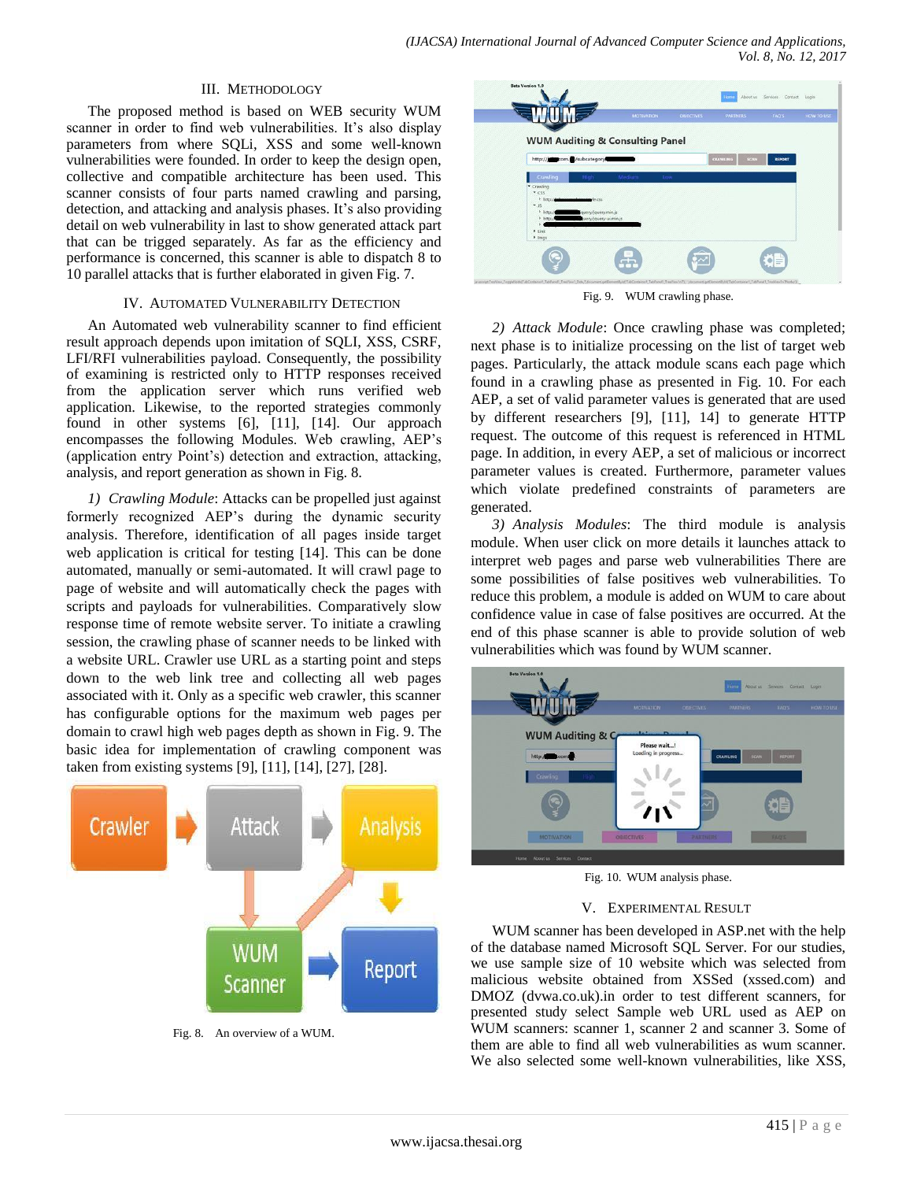## III. Methodology

The proposed method is based on WEB security WUM scanner in order to find web vulnerabilities. It's also display parameters from where SQLi, XSS and some well-known vulnerabilities were founded. In order to keep the design open, collective and compatible architecture has been used. This scanner consists of four parts named crawling and parsing, detection, and attacking and analysis phases. It's also providing detail on web vulnerability in last to show generated attack part that can be trigged separately. As far as the efficiency and performance is concerned, this scanner is able to dispatch 8 to 10 parallel attacks that is further elaborated in given Fig. 7.

## IV. Automated Vulnerability Detection

An Automated web vulnerability scanner to find efficient result approach depends upon imitation of SQLI, XSS, CSRF, LFI/RFI vulnerabilities payload. Consequently, the possibility of examining is restricted only to HTTP responses received from the application server which runs verified web application. Likewise, to the reported strategies commonly found in other systems [6], [11], [14]. Our approach encompasses the following Modules. Web crawling, AEP's (application entry Point's) detection and extraction, attacking, analysis, and report generation as shown in Fig. 8.

*1) Crawling Module*: Attacks can be propelled just against formerly recognized AEP's during the dynamic security analysis. Therefore, identification of all pages inside target web application is critical for testing [14]. This can be done automated, manually or semi-automated. It will crawl page to page of website and will automatically check the pages with scripts and payloads for vulnerabilities. Comparatively slow response time of remote website server. To initiate a crawling session, the crawling phase of scanner needs to be linked with a website URL. Crawler use URL as a starting point and steps down to the web link tree and collecting all web pages associated with it. Only as a specific web crawler, this scanner has configurable options for the maximum web pages per domain to crawl high web pages depth as shown in Fig. 9. The basic idea for implementation of crawling component was taken from existing systems [9], [11], [14], [27], [28].

Fig. 8. An overview of a WUM.

Fig. 9. WUM crawling phase.

*2) Attack Module*: Once crawling phase was completed; next phase is to initialize processing on the list of target web pages. Particularly, the attack module scans each page which found in a crawling phase as presented in Fig. 10. For each AEP, a set of valid parameter values is generated that are used by different researchers [9], [11], 14] to generate HTTP request. The outcome of this request is referenced in HTML page. In addition, in every AEP, a set of malicious or incorrect parameter values is created. Furthermore, parameter values which violate predefined constraints of parameters are generated.

*3) Analysis Modules*: The third module is analysis module. When user click on more details it launches attack to interpret web pages and parse web vulnerabilities There are some possibilities of false positives web vulnerabilities. To reduce this problem, a module is added on WUM to care about confidence value in case of false positives are occurred. At the end of this phase scanner is able to provide solution of web vulnerabilities which was found by WUM scanner.

Fig. 10. WUM analysis phase.

## V. Experimental Result

WUM scanner has been developed in ASP.net with the help of the database named Microsoft SQL Server. For our studies, we use sample size of 10 website which was selected from malicious website obtained from XSSed (xssed.com) and DMOZ (dvwa.co.uk).in order to test different scanners, for presented study select Sample web URL used as AEP on WUM scanners: scanner 1, scanner 2 and scanner 3. Some of them are able to find all web vulnerabilities as wum scanner. We also selected some well-known vulnerabilities, like XSS,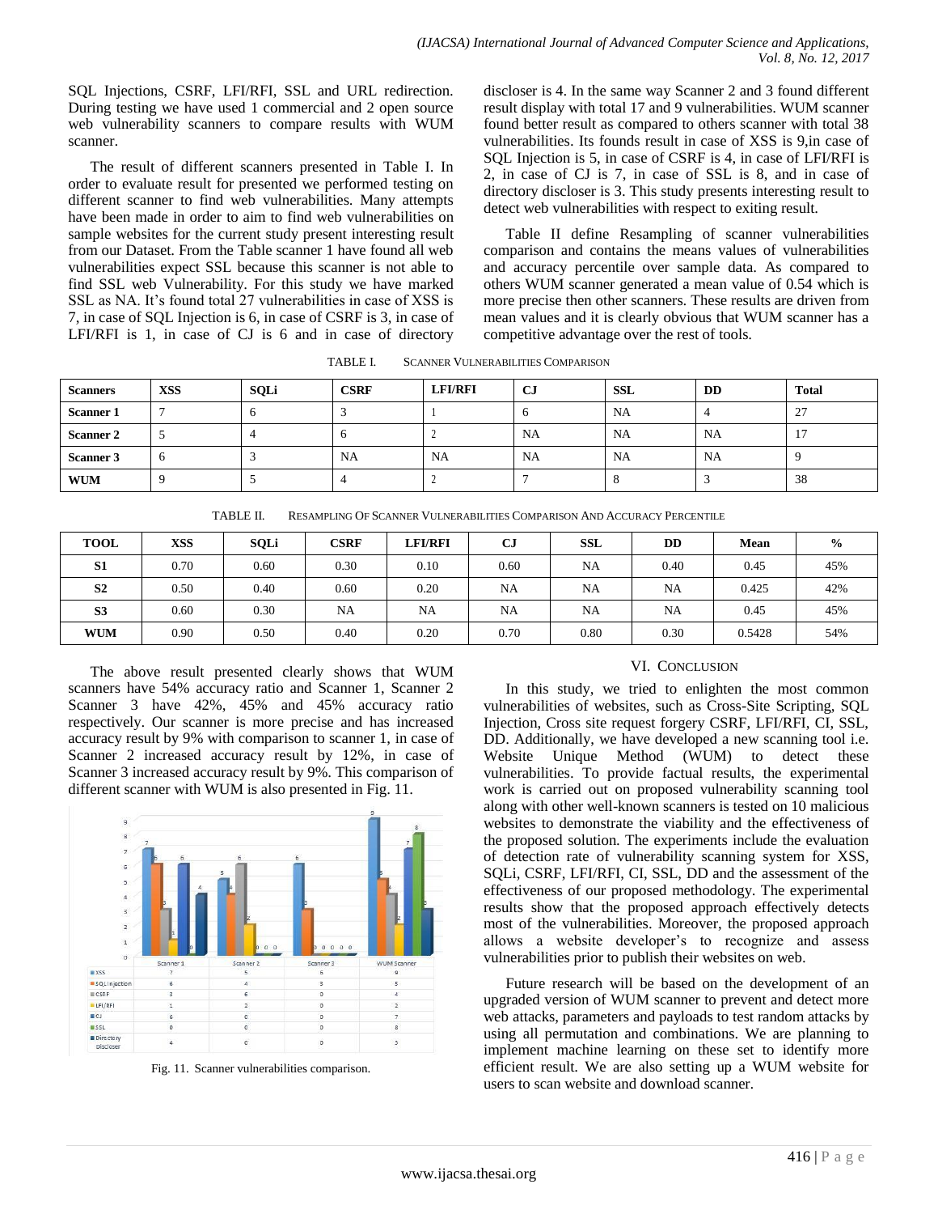SQL Injections, CSRF, LFI/RFI, SSL and URL redirection. During testing we have used 1 commercial and 2 open source web vulnerability scanners to compare results with WUM scanner.

The result of different scanners presented in Table I. In order to evaluate result for presented we performed testing on different scanner to find web vulnerabilities. Many attempts have been made in order to aim to find web vulnerabilities on sample websites for the current study present interesting result from our Dataset. From the Table scanner 1 have found all web vulnerabilities expect SSL because this scanner is not able to find SSL web Vulnerability. For this study we have marked SSL as NA. It's found total 27 vulnerabilities in case of XSS is 7, in case of SQL Injection is 6, in case of CSRF is 3, in case of LFI/RFI is 1, in case of CJ is 6 and in case of directory discloser is 4. In the same way Scanner 2 and 3 found different result display with total 17 and 9 vulnerabilities. WUM scanner found better result as compared to others scanner with total 38 vulnerabilities. Its founds result in case of XSS is 9,in case of SQL Injection is 5, in case of CSRF is 4, in case of LFI/RFI is 2, in case of CJ is 7, in case of SSL is 8, and in case of directory discloser is 3. This study presents interesting result to detect web vulnerabilities with respect to exiting result.

Table II define Resampling of scanner vulnerabilities comparison and contains the means values of vulnerabilities and accuracy percentile over sample data. As compared to others WUM scanner generated a mean value of 0.54 which is more precise then other scanners. These results are driven from mean values and it is clearly obvious that WUM scanner has a competitive advantage over the rest of tools.

TABLE I. SCANNER VULNERABILITIES COMPARISON

| Scanners | XSS | SQLi | CSRF | LFI/RFI | CJ | SSL | DD | Total |
|---|---|---|---|---|---|---|---|---|
| **Scanner 1** | 7 | 6 | 3 | 1 | 6 | NA | 4 | 27 |
| **Scanner 2** | 5 | 4 | 6 | 2 | NA | NA | NA | 17 |
| **Scanner 3** | 6 | 3 | NA | NA | NA | NA | NA | 9 |
| **WUM** | 9 | 5 | 4 | 2 | 7 | 8 | 3 | 38 |

TABLE II. RESAMPLING OF SCANNER VULNERABILITIES COMPARISON AND ACCURACY PERCENTILE

| TOOL | XSS | SQLi | CSRF | LFI/RFI | CJ | SSL | DD | Mean | % |
|---|---|---|---|---|---|---|---|---|---|
| **S1** | 0.70 | 0.60 | 0.30 | 0.10 | 0.60 | NA | 0.40 | 0.45 | 45% |
| **S2** | 0.50 | 0.40 | 0.60 | 0.20 | NA | NA | NA | 0.425 | 42% |
| **S3** | 0.60 | 0.30 | NA | NA | NA | NA | NA | 0.45 | 45% |
| **WUM** | 0.90 | 0.50 | 0.40 | 0.20 | 0.70 | 0.80 | 0.30 | 0.5428 | 54% |

The above result presented clearly shows that WUM scanners have 54% accuracy ratio and Scanner 1, Scanner 2 Scanner 3 have 42%, 45% and 45% accuracy ratio respectively. Our scanner is more precise and has increased accuracy result by 9% with comparison to scanner 1, in case of Scanner 2 increased accuracy result by 12%, in case of Scanner 3 increased accuracy result by 9%. This comparison of different scanner with WUM is also presented in Fig. 11.

| | Scanner 1 | Scanner 2 | Scanner 3 | WUM Scanner |
|---|---|---|---|---|
| XSS | 7 | 5 | 6 | 9 |
| SQL Injection | 6 | 4 | 3 | 5 |
| CSRF | 3 | 6 | 0 | 4 |
| LFI/RFI | 1 | 2 | 0 | 2 |
| CJ | 6 | 0 | 0 | 7 |
| SSL | 0 | 0 | 0 | 8 |
| Directory Discloser | 4 | 0 | 0 | 3 |

Fig. 11. Scanner vulnerabilities comparison.

## VI. CONCLUSION

In this study, we tried to enlighten the most common vulnerabilities of websites, such as Cross-Site Scripting, SQL Injection, Cross site request forgery CSRF, LFI/RFI, CI, SSL, DD. Additionally, we have developed a new scanning tool i.e. Website Unique Method (WUM) to detect these vulnerabilities. To provide factual results, the experimental work is carried out on proposed vulnerability scanning tool along with other well-known scanners is tested on 10 malicious websites to demonstrate the viability and the effectiveness of the proposed solution. The experiments include the evaluation of detection rate of vulnerability scanning system for XSS, SQLi, CSRF, LFI/RFI, CI, SSL, DD and the assessment of the effectiveness of our proposed methodology. The experimental results show that the proposed approach effectively detects most of the vulnerabilities. Moreover, the proposed approach allows a website developer's to recognize and assess vulnerabilities prior to publish their websites on web.

Future research will be based on the development of an upgraded version of WUM scanner to prevent and detect more web attacks, parameters and payloads to test random attacks by using all permutation and combinations. We are planning to implement machine learning on these set to identify more efficient result. We are also setting up a WUM website for users to scan website and download scanner.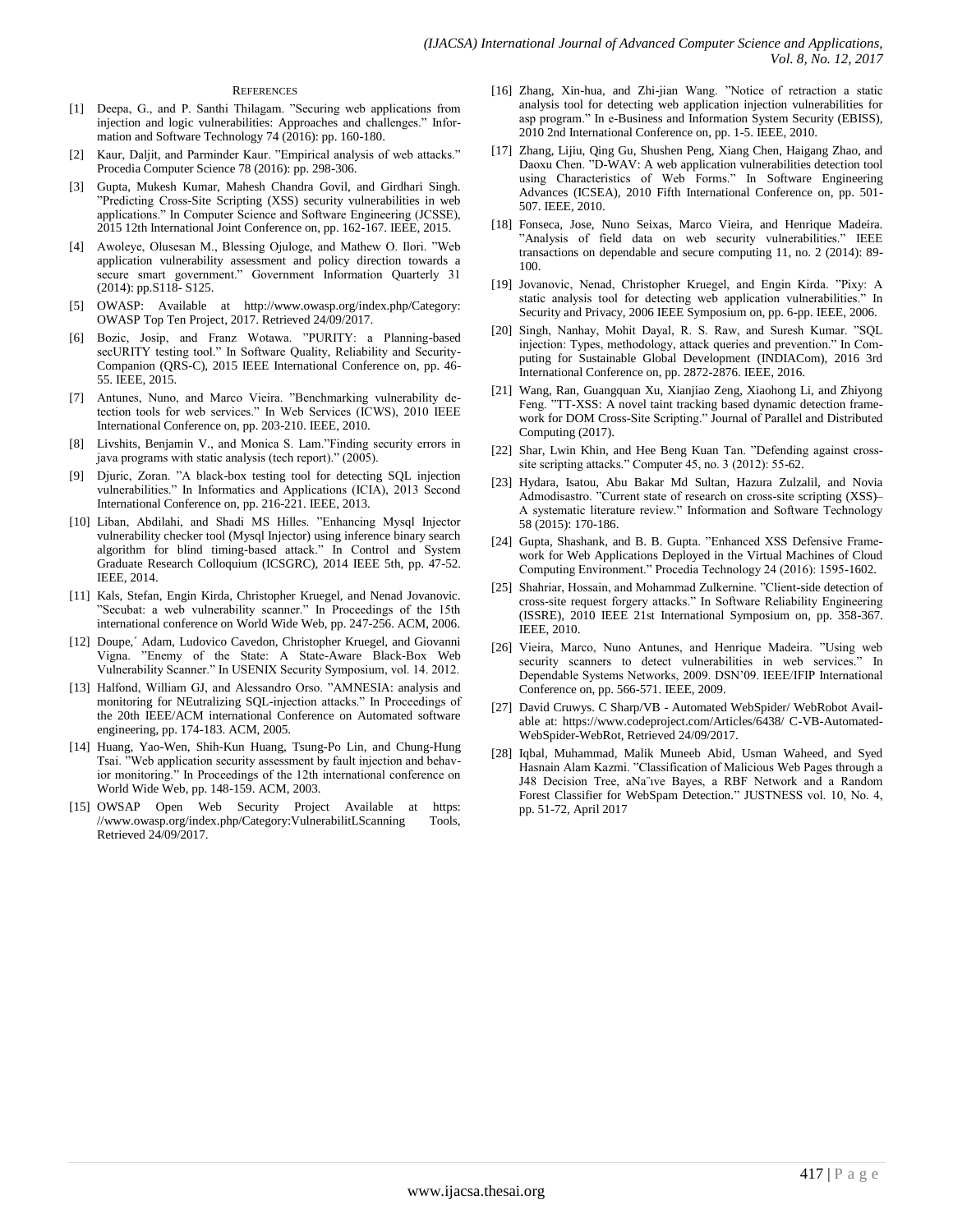## REFERENCES

[1] Deepa, G., and P. Santhi Thilagam. "Securing web applications from injection and logic vulnerabilities: Approaches and challenges." Information and Software Technology 74 (2016): pp. 160-180.

[2] Kaur, Daljit, and Parminder Kaur. "Empirical analysis of web attacks." Procedia Computer Science 78 (2016): pp. 298-306.

[3] Gupta, Mukesh Kumar, Mahesh Chandra Govil, and Girdhari Singh. "Predicting Cross-Site Scripting (XSS) security vulnerabilities in web applications." In Computer Science and Software Engineering (JCSSE), 2015 12th International Joint Conference on, pp. 162-167. IEEE, 2015.

[4] Awoleye, Olusesan M., Blessing Ojuloge, and Mathew O. Ilori. "Web application vulnerability assessment and policy direction towards a secure smart government." Government Information Quarterly 31 (2014): pp.S118- S125.

[5] OWASP: Available at http://www.owasp.org/index.php/Category: OWASP Top Ten Project, 2017. Retrieved 24/09/2017.

[6] Bozic, Josip, and Franz Wotawa. "PURITY: a Planning-based secURITY testing tool." In Software Quality, Reliability and Security-Companion (QRS-C), 2015 IEEE International Conference on, pp. 46-55. IEEE, 2015.

[7] Antunes, Nuno, and Marco Vieira. "Benchmarking vulnerability detection tools for web services." In Web Services (ICWS), 2010 IEEE International Conference on, pp. 203-210. IEEE, 2010.

[8] Livshits, Benjamin V., and Monica S. Lam."Finding security errors in java programs with static analysis (tech report)." (2005).

[9] Djuric, Zoran. "A black-box testing tool for detecting SQL injection vulnerabilities." In Informatics and Applications (ICIA), 2013 Second International Conference on, pp. 216-221. IEEE, 2013.

[10] Liban, Abdilahi, and Shadi MS Hilles. "Enhancing Mysql Injector vulnerability checker tool (Mysql Injector) using inference binary search algorithm for blind timing-based attack." In Control and System Graduate Research Colloquium (ICSGRC), 2014 IEEE 5th, pp. 47-52. IEEE, 2014.

[11] Kals, Stefan, Engin Kirda, Christopher Kruegel, and Nenad Jovanovic. "Secubat: a web vulnerability scanner." In Proceedings of the 15th international conference on World Wide Web, pp. 247-256. ACM, 2006.

[12] Doupe,´ Adam, Ludovico Cavedon, Christopher Kruegel, and Giovanni Vigna. "Enemy of the State: A State-Aware Black-Box Web Vulnerability Scanner." In USENIX Security Symposium, vol. 14. 2012.

[13] Halfond, William GJ, and Alessandro Orso. "AMNESIA: analysis and monitoring for NEutralizing SQL-injection attacks." In Proceedings of the 20th IEEE/ACM international Conference on Automated software engineering, pp. 174-183. ACM, 2005.

[14] Huang, Yao-Wen, Shih-Kun Huang, Tsung-Po Lin, and Chung-Hung Tsai. "Web application security assessment by fault injection and behavior monitoring." In Proceedings of the 12th international conference on World Wide Web, pp. 148-159. ACM, 2003.

[15] OWSAP Open Web Security Project Available at https: //www.owasp.org/index.php/Category:VulnerabilitLScanning Tools, Retrieved 24/09/2017.

[16] Zhang, Xin-hua, and Zhi-jian Wang. "Notice of retraction a static analysis tool for detecting web application injection vulnerabilities for asp program." In e-Business and Information System Security (EBISS), 2010 2nd International Conference on, pp. 1-5. IEEE, 2010.

[17] Zhang, Lijiu, Qing Gu, Shushen Peng, Xiang Chen, Haigang Zhao, and Daoxu Chen. "D-WAV: A web application vulnerabilities detection tool using Characteristics of Web Forms." In Software Engineering Advances (ICSEA), 2010 Fifth International Conference on, pp. 501-507. IEEE, 2010.

[18] Fonseca, Jose, Nuno Seixas, Marco Vieira, and Henrique Madeira. "Analysis of field data on web security vulnerabilities." IEEE transactions on dependable and secure computing 11, no. 2 (2014): 89-100.

[19] Jovanovic, Nenad, Christopher Kruegel, and Engin Kirda. "Pixy: A static analysis tool for detecting web application vulnerabilities." In Security and Privacy, 2006 IEEE Symposium on, pp. 6-pp. IEEE, 2006.

[20] Singh, Nanhay, Mohit Dayal, R. S. Raw, and Suresh Kumar. "SQL injection: Types, methodology, attack queries and prevention." In Computing for Sustainable Global Development (INDIACom), 2016 3rd International Conference on, pp. 2872-2876. IEEE, 2016.

[21] Wang, Ran, Guangquan Xu, Xianjiao Zeng, Xiaohong Li, and Zhiyong Feng. "TT-XSS: A novel taint tracking based dynamic detection framework for DOM Cross-Site Scripting." Journal of Parallel and Distributed Computing (2017).

[22] Shar, Lwin Khin, and Hee Beng Kuan Tan. "Defending against cross-site scripting attacks." Computer 45, no. 3 (2012): 55-62.

[23] Hydara, Isatou, Abu Bakar Md Sultan, Hazura Zulzalil, and Novia Admodisastro. "Current state of research on cross-site scripting (XSS)–A systematic literature review." Information and Software Technology 58 (2015): 170-186.

[24] Gupta, Shashank, and B. B. Gupta. "Enhanced XSS Defensive Framework for Web Applications Deployed in the Virtual Machines of Cloud Computing Environment." Procedia Technology 24 (2016): 1595-1602.

[25] Shahriar, Hossain, and Mohammad Zulkernine. "Client-side detection of cross-site request forgery attacks." In Software Reliability Engineering (ISSRE), 2010 IEEE 21st International Symposium on, pp. 358-367. IEEE, 2010.

[26] Vieira, Marco, Nuno Antunes, and Henrique Madeira. "Using web security scanners to detect vulnerabilities in web services." In Dependable Systems Networks, 2009. DSN'09. IEEE/IFIP International Conference on, pp. 566-571. IEEE, 2009.

[27] David Cruwys. C Sharp/VB - Automated WebSpider/ WebRobot Available at: https://www.codeproject.com/Articles/6438/ C-VB-Automated-WebSpider-WebRot, Retrieved 24/09/2017.

[28] Iqbal, Muhammad, Malik Muneeb Abid, Usman Waheed, and Syed Hasnain Alam Kazmi. "Classification of Malicious Web Pages through a J48 Decision Tree, aNa¨ıve Bayes, a RBF Network and a Random Forest Classifier for WebSpam Detection." JUSTNESS vol. 10, No. 4, pp. 51-72, April 2017